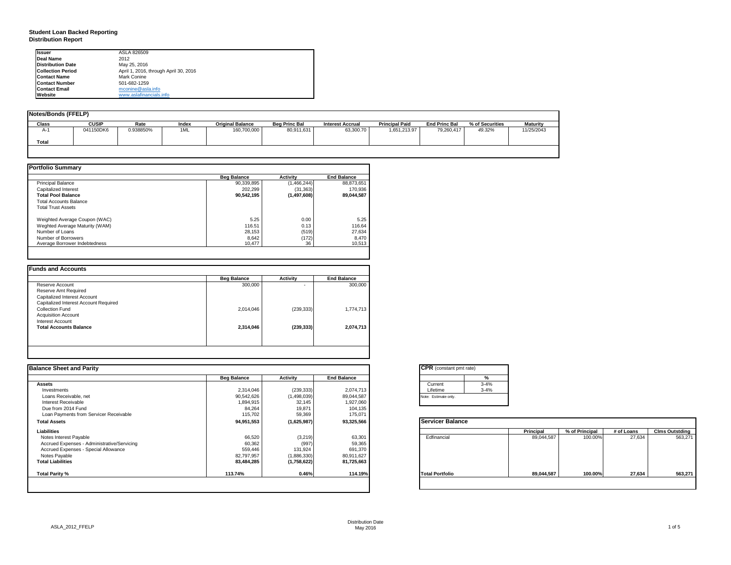**Student Loan Backed Reporting**
**Distribution Report**

| | |
|---|---|
| **Issuer** | ASLA 826509 |
| **Deal Name** | 2012 |
| **Distribution Date** | May 25, 2016 |
| **Collection Period** | April 1, 2016, through April 30, 2016 |
| **Contact Name** | Mark Conine |
| **Contact Number** | 501-682-1259 |
| **Contact Email** | mconine@asla.info |
| **Website** | www.aslafinancials.info |

**Notes/Bonds (FFELP)**

| Class | CUSIP | Rate | Index | Original Balance | Beg Princ Bal | Interest Accrual | Principal Paid | End Princ Bal | % of Securities | Maturity |
|---|---|---|---|---|---|---|---|---|---|---|
| A-1 | 041150DK6 | 0.938850% | 1ML | 160,700,000 | 80,911,631 | 63,300.70 | 1,651,213.97 | 79,260,417 | 49.32% | 11/25/2043 |
| **Total** | | | | | | | | | | |

**Portfolio Summary**

| | Beg Balance | Activity | End Balance |
|---|---|---|---|
| Principal Balance | 90,339,895 | (1,466,244) | 88,873,651 |
| Capitalized Interest | 202,299 | (31,363) | 170,936 |
| **Total Pool Balance** | **90,542,195** | **(1,497,608)** | **89,044,587** |
| Total Accounts Balance | | | |
| Total Trust Assets | | | |
| | | | |
| Weighted Average Coupon (WAC) | 5.25 | 0.00 | 5.25 |
| Weghted Average Maturity (WAM) | 116.51 | 0.13 | 116.64 |
| Number of Loans | 28,153 | (519) | 27,634 |
| Number of Borrowers | 8,642 | (172) | 8,470 |
| Average Borrower Indebtedness | 10,477 | 36 | 10,513 |

**Funds and Accounts**

| | Beg Balance | Activity | End Balance |
|---|---|---|---|
| Reserve Account | 300,000 | - | 300,000 |
| Reserve Amt Required | | | |
| Capitalized Interest Account | | | |
| Capitalized Interest Account Required | | | |
| Collection Fund | 2,014,046 | (239,333) | 1,774,713 |
| Acquisition Account | | | |
| Interest Account | | | |
| **Total Accounts Balance** | **2,314,046** | **(239,333)** | **2,074,713** |

**Balance Sheet and Parity**

| | Beg Balance | Activity | End Balance |
|---|---|---|---|
| **Assets** | | | |
| Investments | 2,314,046 | (239,333) | 2,074,713 |
| Loans Receivable, net | 90,542,626 | (1,498,039) | 89,044,587 |
| Interest Receivable | 1,894,915 | 32,145 | 1,927,060 |
| Due from 2014 Fund | 84,264 | 19,871 | 104,135 |
| Loan Payments from Servicer Receivable | 115,702 | 59,369 | 175,071 |
| **Total Assets** | **94,951,553** | **(1,625,987)** | **93,325,566** |
| **Liabilities** | | | |
| Notes Interest Payable | 66,520 | (3,219) | 63,301 |
| Accrued Expenses - Administrative/Servicing | 60,362 | (997) | 59,365 |
| Accrued Expenses - Special Allowance | 559,446 | 131,924 | 691,370 |
| Notes Payable | 82,797,957 | (1,886,330) | 80,911,627 |
| **Total Liabilities** | **83,484,285** | **(1,758,622)** | **81,725,663** |
| | | | |
| **Total Parity %** | **113.74%** | **0.46%** | **114.19%** |

**CPR** (constant pmt rate)

| | % |
|---|---|
| Current | 3-4% |
| Lifetime | 3-4% |

Note: Estimate only.

**Servicer Balance**

| | Principal | % of Principal | # of Loans | Clms Outstding |
|---|---|---|---|---|
| Edfinancial | 89,044,587 | 100.00% | 27,634 | 563,271 |
| **Total Portfolio** | **89,044,587** | **100.00%** | **27,634** | **563,271** |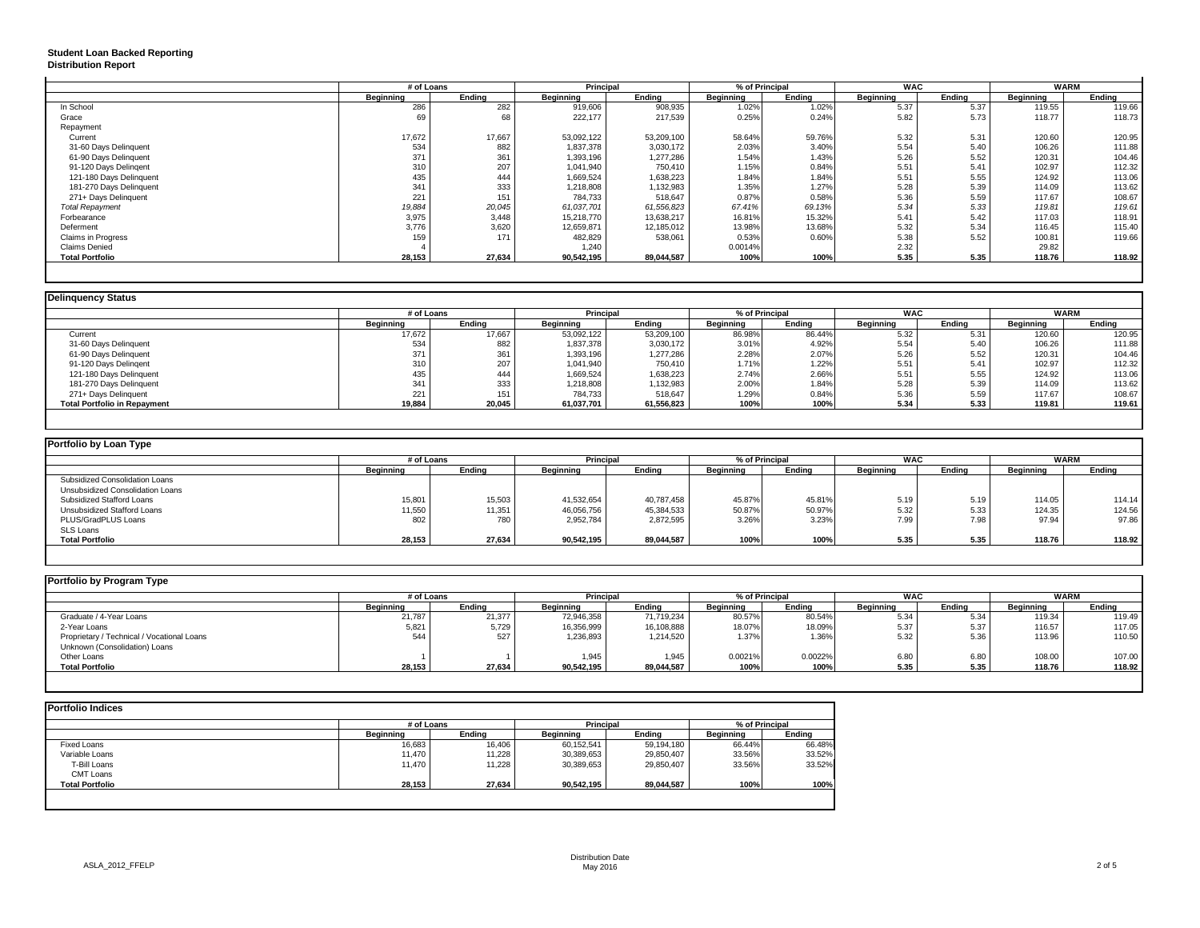**Student Loan Backed Reporting**
**Distribution Report**

| | # of Loans | | Principal | | % of Principal | | WAC | | WARM | |
|---|---|---|---|---|---|---|---|---|---|---|
| | Beginning | Ending | Beginning | Ending | Beginning | Ending | Beginning | Ending | Beginning | Ending |
| In School | 286 | 282 | 919,606 | 908,935 | 1.02% | 1.02% | 5.37 | 5.37 | 119.55 | 119.66 |
| Grace | 69 | 68 | 222,177 | 217,539 | 0.25% | 0.24% | 5.82 | 5.73 | 118.77 | 118.73 |
| Repayment | | | | | | | | | | |
| Current | 17,672 | 17,667 | 53,092,122 | 53,209,100 | 58.64% | 59.76% | 5.32 | 5.31 | 120.60 | 120.95 |
| 31-60 Days Delinquent | 534 | 882 | 1,837,378 | 3,030,172 | 2.03% | 3.40% | 5.54 | 5.40 | 106.26 | 111.88 |
| 61-90 Days Delinquent | 371 | 361 | 1,393,196 | 1,277,286 | 1.54% | 1.43% | 5.26 | 5.52 | 120.31 | 104.46 |
| 91-120 Days Delingent | 310 | 207 | 1,041,940 | 750,410 | 1.15% | 0.84% | 5.51 | 5.41 | 102.97 | 112.32 |
| 121-180 Days Delinquent | 435 | 444 | 1,669,524 | 1,638,223 | 1.84% | 1.84% | 5.51 | 5.55 | 124.92 | 113.06 |
| 181-270 Days Delinquent | 341 | 333 | 1,218,808 | 1,132,983 | 1.35% | 1.27% | 5.28 | 5.39 | 114.09 | 113.62 |
| 271+ Days Delinquent | 221 | 151 | 784,733 | 518,647 | 0.87% | 0.58% | 5.36 | 5.59 | 117.67 | 108.67 |
| *Total Repayment* | *19,884* | *20,045* | *61,037,701* | *61,556,823* | *67.41%* | *69.13%* | *5.34* | *5.33* | *119.81* | *119.61* |
| Forbearance | 3,975 | 3,448 | 15,218,770 | 13,638,217 | 16.81% | 15.32% | 5.41 | 5.42 | 117.03 | 118.91 |
| Deferment | 3,776 | 3,620 | 12,659,871 | 12,185,012 | 13.98% | 13.68% | 5.32 | 5.34 | 116.45 | 115.40 |
| Claims in Progress | 159 | 171 | 482,829 | 538,061 | 0.53% | 0.60% | 5.38 | 5.52 | 100.81 | 119.66 |
| Claims Denied | 4 | | 1,240 | | 0.0014% | | 2.32 | | 29.82 | |
| **Total Portfolio** | **28,153** | **27,634** | **90,542,195** | **89,044,587** | **100%** | **100%** | **5.35** | **5.35** | **118.76** | **118.92** |

**Delinquency Status**

| | # of Loans | | Principal | | % of Principal | | WAC | | WARM | |
|---|---|---|---|---|---|---|---|---|---|---|
| | Beginning | Ending | Beginning | Ending | Beginning | Ending | Beginning | Ending | Beginning | Ending |
| Current | 17,672 | 17,667 | 53,092,122 | 53,209,100 | 86.98% | 86.44% | 5.32 | 5.31 | 120.60 | 120.95 |
| 31-60 Days Delinquent | 534 | 882 | 1,837,378 | 3,030,172 | 3.01% | 4.92% | 5.54 | 5.40 | 106.26 | 111.88 |
| 61-90 Days Delinquent | 371 | 361 | 1,393,196 | 1,277,286 | 2.28% | 2.07% | 5.26 | 5.52 | 120.31 | 104.46 |
| 91-120 Days Delingent | 310 | 207 | 1,041,940 | 750,410 | 1.71% | 1.22% | 5.51 | 5.41 | 102.97 | 112.32 |
| 121-180 Days Delinquent | 435 | 444 | 1,669,524 | 1,638,223 | 2.74% | 2.66% | 5.51 | 5.55 | 124.92 | 113.06 |
| 181-270 Days Delinquent | 341 | 333 | 1,218,808 | 1,132,983 | 2.00% | 1.84% | 5.28 | 5.39 | 114.09 | 113.62 |
| 271+ Days Delinquent | 221 | 151 | 784,733 | 518,647 | 1.29% | 0.84% | 5.36 | 5.59 | 117.67 | 108.67 |
| **Total Portfolio in Repayment** | **19,884** | **20,045** | **61,037,701** | **61,556,823** | **100%** | **100%** | **5.34** | **5.33** | **119.81** | **119.61** |

**Portfolio by Loan Type**

| | # of Loans | | Principal | | % of Principal | | WAC | | WARM | |
|---|---|---|---|---|---|---|---|---|---|---|
| | Beginning | Ending | Beginning | Ending | Beginning | Ending | Beginning | Ending | Beginning | Ending |
| Subsidized Consolidation Loans | | | | | | | | | | |
| Unsubsidized Consolidation Loans | | | | | | | | | | |
| Subsidized Stafford Loans | 15,801 | 15,503 | 41,532,654 | 40,787,458 | 45.87% | 45.81% | 5.19 | 5.19 | 114.05 | 114.14 |
| Unsubsidized Stafford Loans | 11,550 | 11,351 | 46,056,756 | 45,384,533 | 50.87% | 50.97% | 5.32 | 5.33 | 124.35 | 124.56 |
| PLUS/GradPLUS Loans | 802 | 780 | 2,952,784 | 2,872,595 | 3.26% | 3.23% | 7.99 | 7.98 | 97.94 | 97.86 |
| SLS Loans | | | | | | | | | | |
| **Total Portfolio** | **28,153** | **27,634** | **90,542,195** | **89,044,587** | **100%** | **100%** | **5.35** | **5.35** | **118.76** | **118.92** |

**Portfolio by Program Type**

| | # of Loans | | Principal | | % of Principal | | WAC | | WARM | |
|---|---|---|---|---|---|---|---|---|---|---|
| | Beginning | Ending | Beginning | Ending | Beginning | Ending | Beginning | Ending | Beginning | Ending |
| Graduate / 4-Year Loans | 21,787 | 21,377 | 72,946,358 | 71,719,234 | 80.57% | 80.54% | 5.34 | 5.34 | 119.34 | 119.49 |
| 2-Year Loans | 5,821 | 5,729 | 16,356,999 | 16,108,888 | 18.07% | 18.09% | 5.37 | 5.37 | 116.57 | 117.05 |
| Proprietary / Technical / Vocational Loans | 544 | 527 | 1,236,893 | 1,214,520 | 1.37% | 1.36% | 5.32 | 5.36 | 113.96 | 110.50 |
| Unknown (Consolidation) Loans | | | | | | | | | | |
| Other Loans | 1 | 1 | 1,945 | 1,945 | 0.0021% | 0.0022% | 6.80 | 6.80 | 108.00 | 107.00 |
| **Total Portfolio** | **28,153** | **27,634** | **90,542,195** | **89,044,587** | **100%** | **100%** | **5.35** | **5.35** | **118.76** | **118.92** |

**Portfolio Indices**

| | # of Loans | | Principal | | % of Principal | |
|---|---|---|---|---|---|---|
| | Beginning | Ending | Beginning | Ending | Beginning | Ending |
| Fixed Loans | 16,683 | 16,406 | 60,152,541 | 59,194,180 | 66.44% | 66.48% |
| Variable Loans | 11,470 | 11,228 | 30,389,653 | 29,850,407 | 33.56% | 33.52% |
| T-Bill Loans | 11,470 | 11,228 | 30,389,653 | 29,850,407 | 33.56% | 33.52% |
| CMT Loans | | | | | | |
| **Total Portfolio** | **28,153** | **27,634** | **90,542,195** | **89,044,587** | **100%** | **100%** |

ASLA_2012_FFELP

Distribution Date
May 2016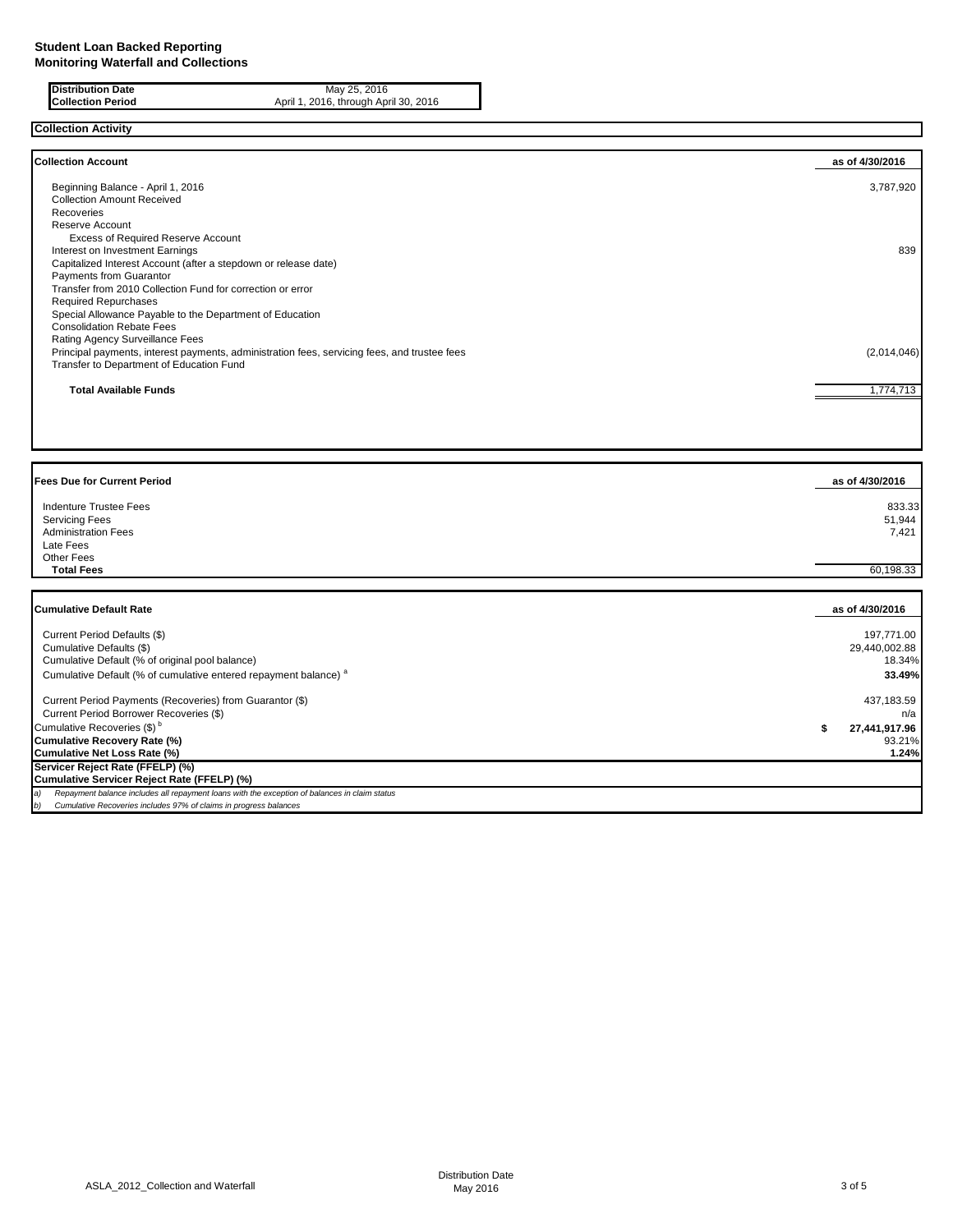# Student Loan Backed Reporting
## Monitoring Waterfall and Collections

| | |
|---|---|
| **Distribution Date** | May 25, 2016 |
| **Collection Period** | April 1, 2016, through April 30, 2016 |

### Collection Activity

| **Collection Account** | **as of 4/30/2016** |
|---|---|
| Beginning Balance - April 1, 2016 | 3,787,920 |
| Collection Amount Received | |
| Recoveries | |
| Reserve Account | |
| Excess of Required Reserve Account | |
| Interest on Investment Earnings | 839 |
| Capitalized Interest Account (after a stepdown or release date) | |
| Payments from Guarantor | |
| Transfer from 2010 Collection Fund for correction or error | |
| Required Repurchases | |
| Special Allowance Payable to the Department of Education | |
| Consolidation Rebate Fees | |
| Rating Agency Surveillance Fees | |
| Principal payments, interest payments, administration fees, servicing fees, and trustee fees | (2,014,046) |
| Transfer to Department of Education Fund | |
| **Total Available Funds** | 1,774,713 |

| **Fees Due for Current Period** | **as of 4/30/2016** |
|---|---|
| Indenture Trustee Fees | 833.33 |
| Servicing Fees | 51,944 |
| Administration Fees | 7,421 |
| Late Fees | |
| Other Fees | |
| **Total Fees** | 60,198.33 |

| **Cumulative Default Rate** | **as of 4/30/2016** |
|---|---|
| Current Period Defaults ($) | 197,771.00 |
| Cumulative Defaults ($) | 29,440,002.88 |
| Cumulative Default (% of original pool balance) | 18.34% |
| Cumulative Default (% of cumulative entered repayment balance) [a] | **33.49%** |
| Current Period Payments (Recoveries) from Guarantor ($) | 437,183.59 |
| Current Period Borrower Recoveries ($) | n/a |
| Cumulative Recoveries ($) [b] | **$ 27,441,917.96** |
| **Cumulative Recovery Rate (%)** | 93.21% |
| **Cumulative Net Loss Rate (%)** | **1.24%** |
| **Servicer Reject Rate (FFELP) (%)** | |
| **Cumulative Servicer Reject Rate (FFELP) (%)** | |

*a) Repayment balance includes all repayment loans with the exception of balances in claim status*

*b) Cumulative Recoveries includes 97% of claims in progress balances*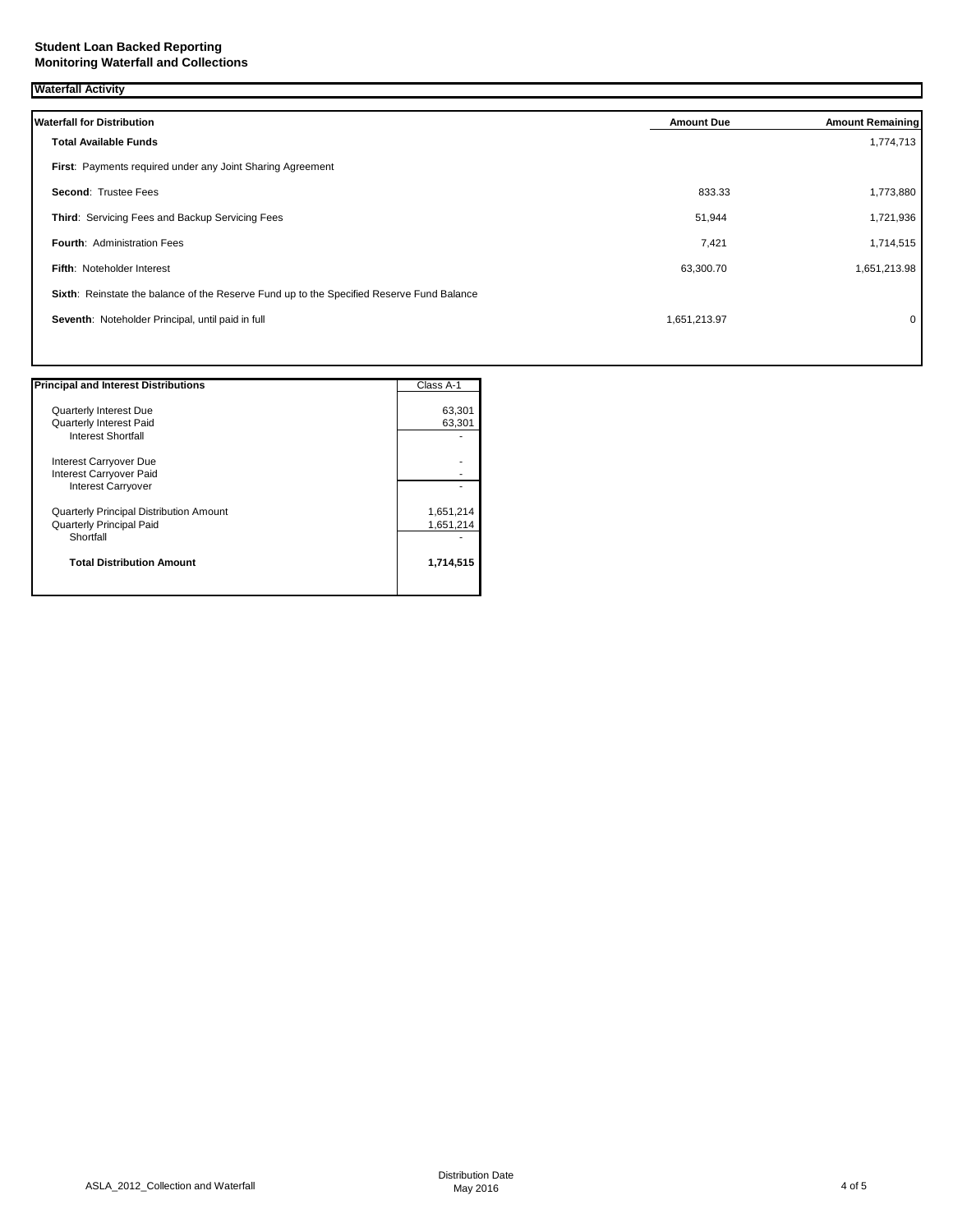**Student Loan Backed Reporting**
**Monitoring Waterfall and Collections**

## Waterfall Activity

| Waterfall for Distribution | Amount Due | Amount Remaining |
|---|---|---|
| **Total Available Funds** | | 1,774,713 |
| **First**: Payments required under any Joint Sharing Agreement | | |
| **Second**: Trustee Fees | 833.33 | 1,773,880 |
| **Third**: Servicing Fees and Backup Servicing Fees | 51,944 | 1,721,936 |
| **Fourth**: Administration Fees | 7,421 | 1,714,515 |
| **Fifth**: Noteholder Interest | 63,300.70 | 1,651,213.98 |
| **Sixth**: Reinstate the balance of the Reserve Fund up to the Specified Reserve Fund Balance | | |
| **Seventh**: Noteholder Principal, until paid in full | 1,651,213.97 | 0 |

| Principal and Interest Distributions | Class A-1 |
|---|---|
| Quarterly Interest Due | 63,301 |
| Quarterly Interest Paid | 63,301 |
| Interest Shortfall | - |
| Interest Carryover Due | - |
| Interest Carryover Paid | - |
| Interest Carryover | - |
| Quarterly Principal Distribution Amount | 1,651,214 |
| Quarterly Principal Paid | 1,651,214 |
| Shortfall | - |
| **Total Distribution Amount** | **1,714,515** |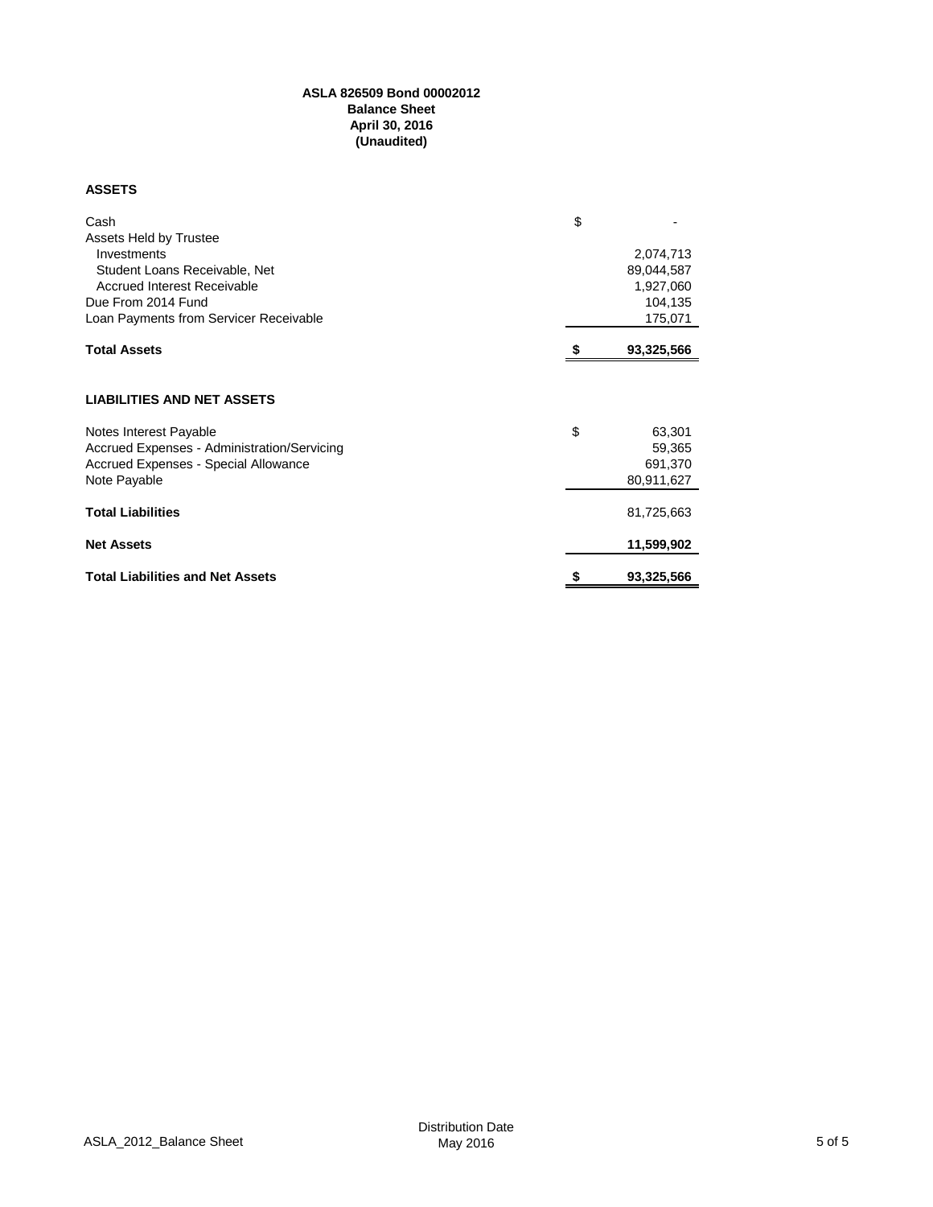**ASLA 826509 Bond 00002012**
**Balance Sheet**
**April 30, 2016**
**(Unaudited)**

**ASSETS**

| | | |
|---|---|---|
| Cash | $ | - |
| Assets Held by Trustee | | |
| Investments | | 2,074,713 |
| Student Loans Receivable, Net | | 89,044,587 |
| Accrued Interest Receivable | | 1,927,060 |
| Due From 2014 Fund | | 104,135 |
| Loan Payments from Servicer Receivable | | 175,071 |
| **Total Assets** | **$** | **93,325,566** |

**LIABILITIES AND NET ASSETS**

| | | |
|---|---|---|
| Notes Interest Payable | $ | 63,301 |
| Accrued Expenses - Administration/Servicing | | 59,365 |
| Accrued Expenses - Special Allowance | | 691,370 |
| Note Payable | | 80,911,627 |
| **Total Liabilities** | | 81,725,663 |
| **Net Assets** | | **11,599,902** |
| **Total Liabilities and Net Assets** | **$** | **93,325,566** |

ASLA_2012_Balance Sheet

Distribution Date
May 2016